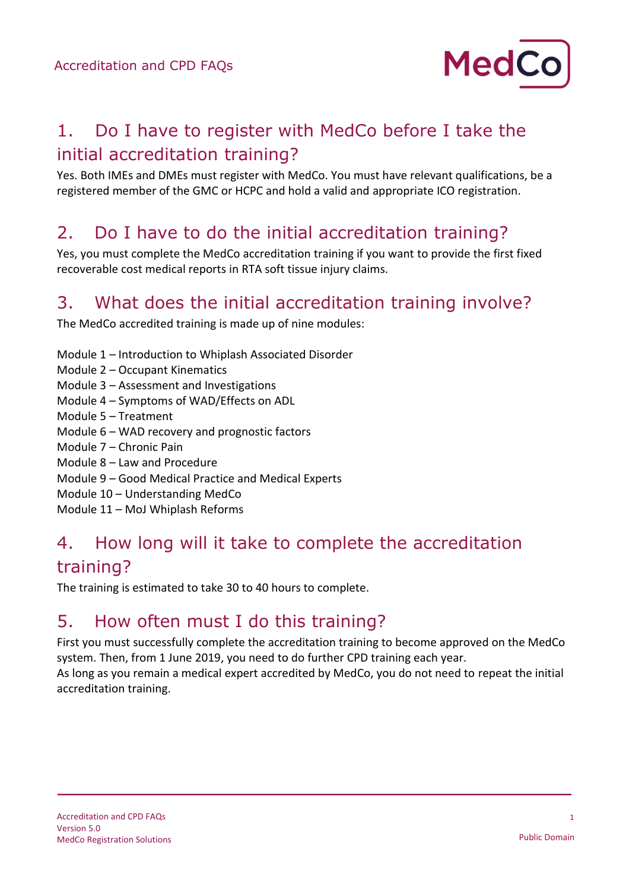## 1. Do I have to register with MedCo before I take the initial accreditation training?

Yes. Both IMEs and DMEs must register with MedCo. You must have relevant qualifications, be a registered member of the GMC or HCPC and hold a valid and appropriate ICO registration.

## 2. Do I have to do the initial accreditation training?

Yes, you must complete the MedCo accreditation training if you want to provide the first fixed recoverable cost medical reports in RTA soft tissue injury claims.

## 3. What does the initial accreditation training involve?

The MedCo accredited training is made up of nine modules:

Module 1 – Introduction to Whiplash Associated Disorder
Module 2 – Occupant Kinematics
Module 3 – Assessment and Investigations
Module 4 – Symptoms of WAD/Effects on ADL
Module 5 – Treatment
Module 6 – WAD recovery and prognostic factors
Module 7 – Chronic Pain
Module 8 – Law and Procedure
Module 9 – Good Medical Practice and Medical Experts
Module 10 – Understanding MedCo
Module 11 – MoJ Whiplash Reforms

## 4. How long will it take to complete the accreditation training?

The training is estimated to take 30 to 40 hours to complete.

## 5. How often must I do this training?

First you must successfully complete the accreditation training to become approved on the MedCo system. Then, from 1 June 2019, you need to do further CPD training each year.
As long as you remain a medical expert accredited by MedCo, you do not need to repeat the initial accreditation training.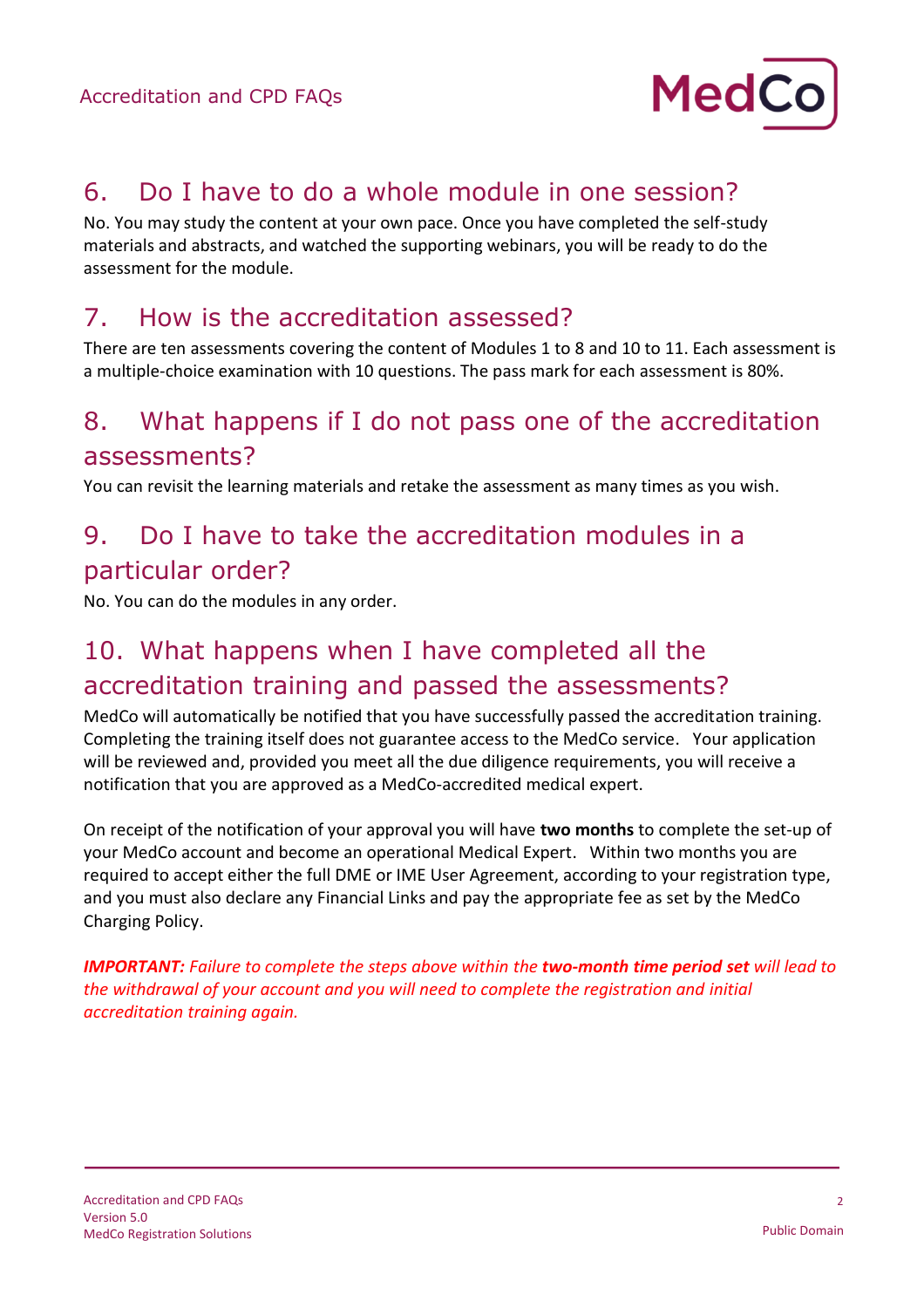## 6. Do I have to do a whole module in one session?

No. You may study the content at your own pace. Once you have completed the self-study materials and abstracts, and watched the supporting webinars, you will be ready to do the assessment for the module.

## 7. How is the accreditation assessed?

There are ten assessments covering the content of Modules 1 to 8 and 10 to 11. Each assessment is a multiple-choice examination with 10 questions. The pass mark for each assessment is 80%.

## 8. What happens if I do not pass one of the accreditation assessments?

You can revisit the learning materials and retake the assessment as many times as you wish.

## 9. Do I have to take the accreditation modules in a particular order?

No. You can do the modules in any order.

## 10. What happens when I have completed all the accreditation training and passed the assessments?

MedCo will automatically be notified that you have successfully passed the accreditation training. Completing the training itself does not guarantee access to the MedCo service. Your application will be reviewed and, provided you meet all the due diligence requirements, you will receive a notification that you are approved as a MedCo-accredited medical expert.

On receipt of the notification of your approval you will have **two months** to complete the set-up of your MedCo account and become an operational Medical Expert. Within two months you are required to accept either the full DME or IME User Agreement, according to your registration type, and you must also declare any Financial Links and pay the appropriate fee as set by the MedCo Charging Policy.

***IMPORTANT:*** *Failure to complete the steps above within the* ***two-month time period set*** *will lead to the withdrawal of your account and you will need to complete the registration and initial accreditation training again.*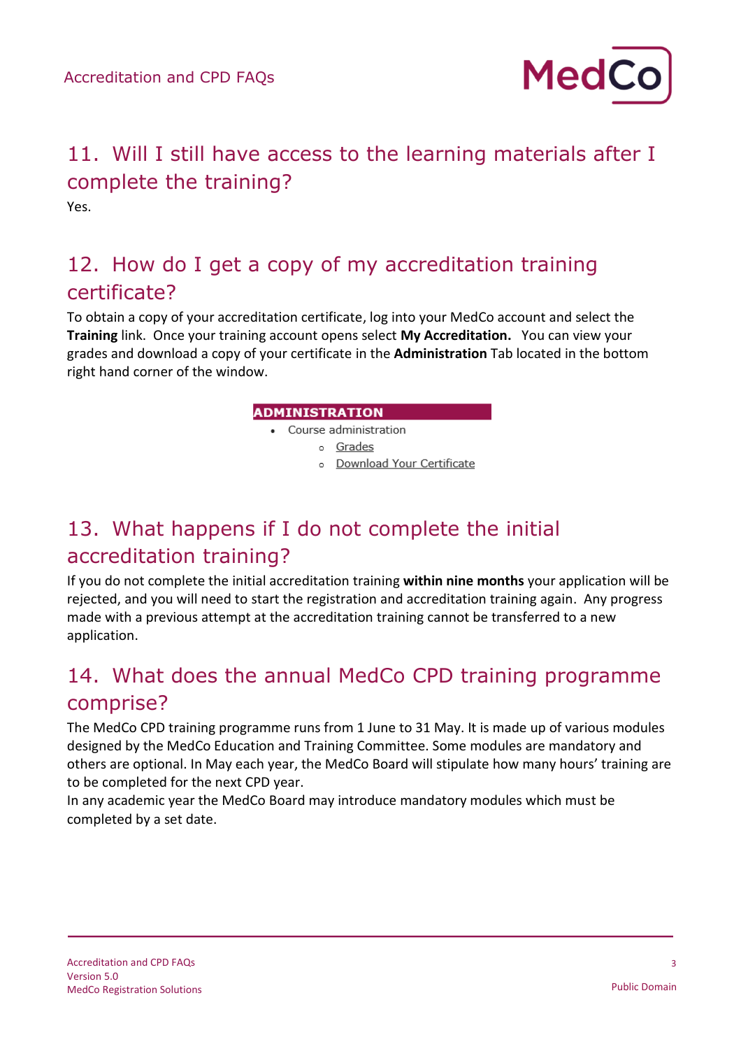## 11. Will I still have access to the learning materials after I complete the training?

Yes.

## 12. How do I get a copy of my accreditation training certificate?

To obtain a copy of your accreditation certificate, log into your MedCo account and select the **Training** link. Once your training account opens select **My Accreditation.** You can view your grades and download a copy of your certificate in the **Administration** Tab located in the bottom right hand corner of the window.

**ADMINISTRATION**

- Course administration
  - Grades
  - Download Your Certificate

## 13. What happens if I do not complete the initial accreditation training?

If you do not complete the initial accreditation training **within nine months** your application will be rejected, and you will need to start the registration and accreditation training again. Any progress made with a previous attempt at the accreditation training cannot be transferred to a new application.

## 14. What does the annual MedCo CPD training programme comprise?

The MedCo CPD training programme runs from 1 June to 31 May. It is made up of various modules designed by the MedCo Education and Training Committee. Some modules are mandatory and others are optional. In May each year, the MedCo Board will stipulate how many hours' training are to be completed for the next CPD year.

In any academic year the MedCo Board may introduce mandatory modules which must be completed by a set date.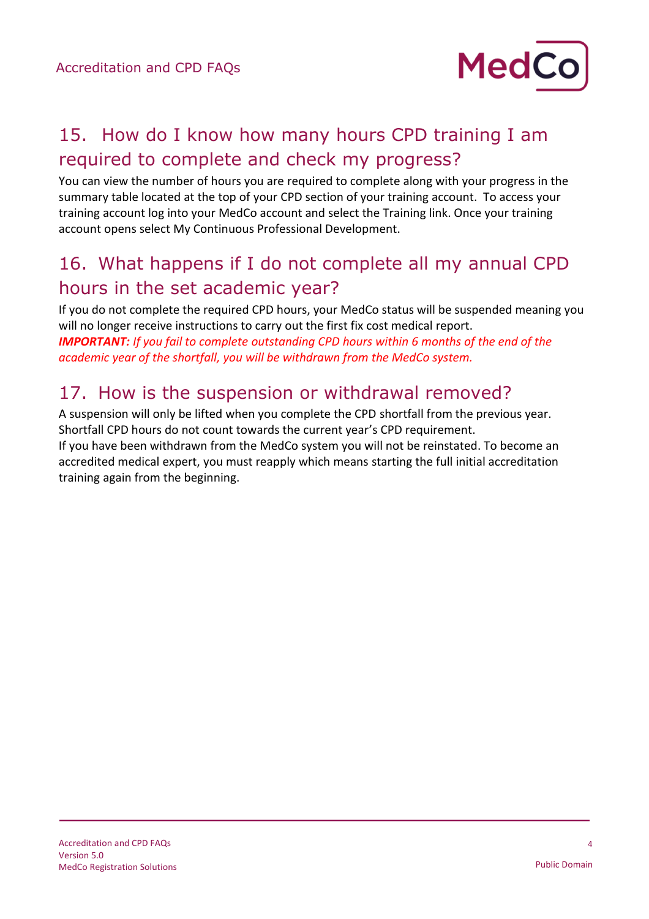## 15. How do I know how many hours CPD training I am required to complete and check my progress?

You can view the number of hours you are required to complete along with your progress in the summary table located at the top of your CPD section of your training account. To access your training account log into your MedCo account and select the Training link. Once your training account opens select My Continuous Professional Development.

## 16. What happens if I do not complete all my annual CPD hours in the set academic year?

If you do not complete the required CPD hours, your MedCo status will be suspended meaning you will no longer receive instructions to carry out the first fix cost medical report.
***IMPORTANT:*** *If you fail to complete outstanding CPD hours within 6 months of the end of the academic year of the shortfall, you will be withdrawn from the MedCo system.*

## 17. How is the suspension or withdrawal removed?

A suspension will only be lifted when you complete the CPD shortfall from the previous year. Shortfall CPD hours do not count towards the current year's CPD requirement.
If you have been withdrawn from the MedCo system you will not be reinstated. To become an accredited medical expert, you must reapply which means starting the full initial accreditation training again from the beginning.